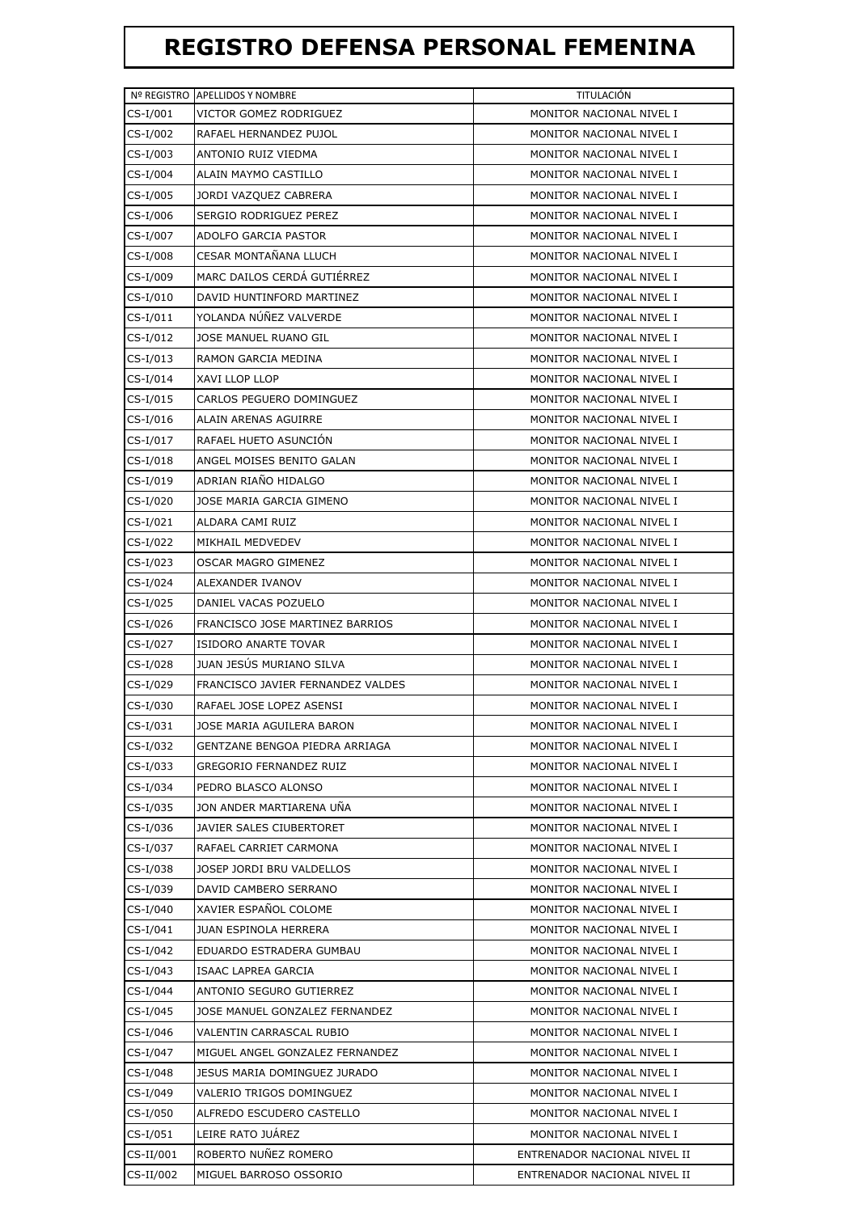# REGISTRO DEFENSA PERSONAL FEMENINA

| Nº REGISTRO | APELLIDOS Y NOMBRE | TITULACIÓN |
|---|---|---|
| CS-I/001 | VICTOR GOMEZ RODRIGUEZ | MONITOR NACIONAL NIVEL I |
| CS-I/002 | RAFAEL HERNANDEZ PUJOL | MONITOR NACIONAL NIVEL I |
| CS-I/003 | ANTONIO RUIZ VIEDMA | MONITOR NACIONAL NIVEL I |
| CS-I/004 | ALAIN MAYMO CASTILLO | MONITOR NACIONAL NIVEL I |
| CS-I/005 | JORDI VAZQUEZ CABRERA | MONITOR NACIONAL NIVEL I |
| CS-I/006 | SERGIO RODRIGUEZ PEREZ | MONITOR NACIONAL NIVEL I |
| CS-I/007 | ADOLFO GARCIA PASTOR | MONITOR NACIONAL NIVEL I |
| CS-I/008 | CESAR MONTAÑANA LLUCH | MONITOR NACIONAL NIVEL I |
| CS-I/009 | MARC DAILOS CERDÁ GUTIÉRREZ | MONITOR NACIONAL NIVEL I |
| CS-I/010 | DAVID HUNTINFORD MARTINEZ | MONITOR NACIONAL NIVEL I |
| CS-I/011 | YOLANDA NÚÑEZ VALVERDE | MONITOR NACIONAL NIVEL I |
| CS-I/012 | JOSE MANUEL RUANO GIL | MONITOR NACIONAL NIVEL I |
| CS-I/013 | RAMON GARCIA MEDINA | MONITOR NACIONAL NIVEL I |
| CS-I/014 | XAVI LLOP LLOP | MONITOR NACIONAL NIVEL I |
| CS-I/015 | CARLOS PEGUERO DOMINGUEZ | MONITOR NACIONAL NIVEL I |
| CS-I/016 | ALAIN ARENAS AGUIRRE | MONITOR NACIONAL NIVEL I |
| CS-I/017 | RAFAEL HUETO ASUNCIÓN | MONITOR NACIONAL NIVEL I |
| CS-I/018 | ANGEL MOISES BENITO GALAN | MONITOR NACIONAL NIVEL I |
| CS-I/019 | ADRIAN RIAÑO HIDALGO | MONITOR NACIONAL NIVEL I |
| CS-I/020 | JOSE MARIA GARCIA GIMENO | MONITOR NACIONAL NIVEL I |
| CS-I/021 | ALDARA CAMI RUIZ | MONITOR NACIONAL NIVEL I |
| CS-I/022 | MIKHAIL MEDVEDEV | MONITOR NACIONAL NIVEL I |
| CS-I/023 | OSCAR MAGRO GIMENEZ | MONITOR NACIONAL NIVEL I |
| CS-I/024 | ALEXANDER IVANOV | MONITOR NACIONAL NIVEL I |
| CS-I/025 | DANIEL VACAS POZUELO | MONITOR NACIONAL NIVEL I |
| CS-I/026 | FRANCISCO JOSE MARTINEZ BARRIOS | MONITOR NACIONAL NIVEL I |
| CS-I/027 | ISIDORO ANARTE TOVAR | MONITOR NACIONAL NIVEL I |
| CS-I/028 | JUAN JESÚS MURIANO SILVA | MONITOR NACIONAL NIVEL I |
| CS-I/029 | FRANCISCO JAVIER FERNANDEZ VALDES | MONITOR NACIONAL NIVEL I |
| CS-I/030 | RAFAEL JOSE LOPEZ ASENSI | MONITOR NACIONAL NIVEL I |
| CS-I/031 | JOSE MARIA AGUILERA BARON | MONITOR NACIONAL NIVEL I |
| CS-I/032 | GENTZANE BENGOA PIEDRA ARRIAGA | MONITOR NACIONAL NIVEL I |
| CS-I/033 | GREGORIO FERNANDEZ RUIZ | MONITOR NACIONAL NIVEL I |
| CS-I/034 | PEDRO BLASCO ALONSO | MONITOR NACIONAL NIVEL I |
| CS-I/035 | JON ANDER MARTIARENA UÑA | MONITOR NACIONAL NIVEL I |
| CS-I/036 | JAVIER SALES CIUBERTORET | MONITOR NACIONAL NIVEL I |
| CS-I/037 | RAFAEL CARRIET CARMONA | MONITOR NACIONAL NIVEL I |
| CS-I/038 | JOSEP JORDI BRU VALDELLOS | MONITOR NACIONAL NIVEL I |
| CS-I/039 | DAVID CAMBERO SERRANO | MONITOR NACIONAL NIVEL I |
| CS-I/040 | XAVIER ESPAÑOL COLOME | MONITOR NACIONAL NIVEL I |
| CS-I/041 | JUAN ESPINOLA HERRERA | MONITOR NACIONAL NIVEL I |
| CS-I/042 | EDUARDO ESTRADERA GUMBAU | MONITOR NACIONAL NIVEL I |
| CS-I/043 | ISAAC LAPREA GARCIA | MONITOR NACIONAL NIVEL I |
| CS-I/044 | ANTONIO SEGURO GUTIERREZ | MONITOR NACIONAL NIVEL I |
| CS-I/045 | JOSE MANUEL GONZALEZ FERNANDEZ | MONITOR NACIONAL NIVEL I |
| CS-I/046 | VALENTIN CARRASCAL RUBIO | MONITOR NACIONAL NIVEL I |
| CS-I/047 | MIGUEL ANGEL GONZALEZ FERNANDEZ | MONITOR NACIONAL NIVEL I |
| CS-I/048 | JESUS MARIA DOMINGUEZ JURADO | MONITOR NACIONAL NIVEL I |
| CS-I/049 | VALERIO TRIGOS DOMINGUEZ | MONITOR NACIONAL NIVEL I |
| CS-I/050 | ALFREDO ESCUDERO CASTELLO | MONITOR NACIONAL NIVEL I |
| CS-I/051 | LEIRE RATO JUÁREZ | MONITOR NACIONAL NIVEL I |
| CS-II/001 | ROBERTO NUÑEZ ROMERO | ENTRENADOR NACIONAL NIVEL II |
| CS-II/002 | MIGUEL BARROSO OSSORIO | ENTRENADOR NACIONAL NIVEL II |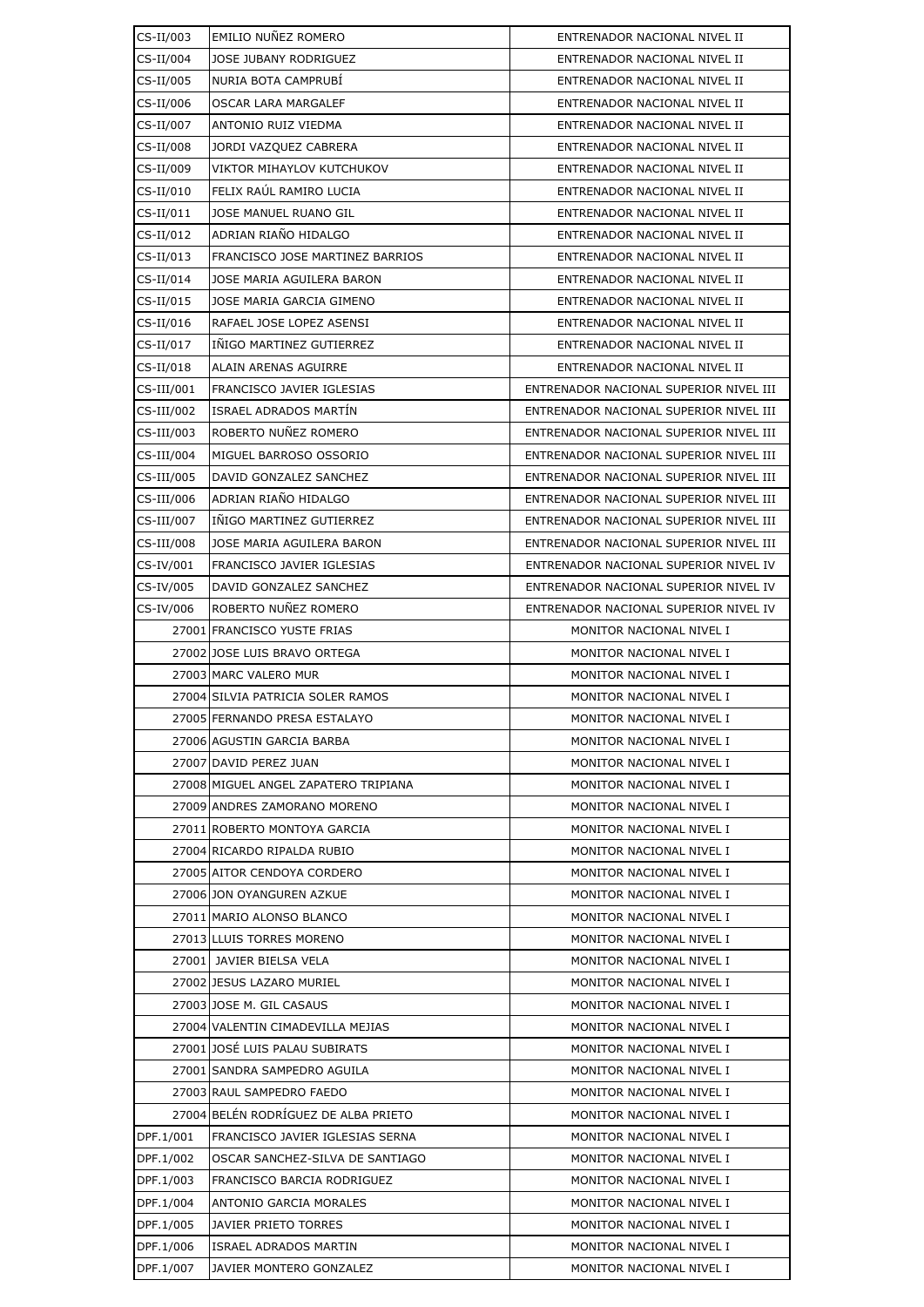| | | |
|---|---|---|
| CS-II/003 | EMILIO NUÑEZ ROMERO | ENTRENADOR NACIONAL NIVEL II |
| CS-II/004 | JOSE JUBANY RODRIGUEZ | ENTRENADOR NACIONAL NIVEL II |
| CS-II/005 | NURIA BOTA CAMPRUBÍ | ENTRENADOR NACIONAL NIVEL II |
| CS-II/006 | OSCAR LARA MARGALEF | ENTRENADOR NACIONAL NIVEL II |
| CS-II/007 | ANTONIO RUIZ VIEDMA | ENTRENADOR NACIONAL NIVEL II |
| CS-II/008 | JORDI VAZQUEZ CABRERA | ENTRENADOR NACIONAL NIVEL II |
| CS-II/009 | VIKTOR MIHAYLOV KUTCHUKOV | ENTRENADOR NACIONAL NIVEL II |
| CS-II/010 | FELIX RAÚL RAMIRO LUCIA | ENTRENADOR NACIONAL NIVEL II |
| CS-II/011 | JOSE MANUEL RUANO GIL | ENTRENADOR NACIONAL NIVEL II |
| CS-II/012 | ADRIAN RIAÑO HIDALGO | ENTRENADOR NACIONAL NIVEL II |
| CS-II/013 | FRANCISCO JOSE MARTINEZ BARRIOS | ENTRENADOR NACIONAL NIVEL II |
| CS-II/014 | JOSE MARIA AGUILERA BARON | ENTRENADOR NACIONAL NIVEL II |
| CS-II/015 | JOSE MARIA GARCIA GIMENO | ENTRENADOR NACIONAL NIVEL II |
| CS-II/016 | RAFAEL JOSE LOPEZ ASENSI | ENTRENADOR NACIONAL NIVEL II |
| CS-II/017 | IÑIGO MARTINEZ GUTIERREZ | ENTRENADOR NACIONAL NIVEL II |
| CS-II/018 | ALAIN ARENAS AGUIRRE | ENTRENADOR NACIONAL NIVEL II |
| CS-III/001 | FRANCISCO JAVIER IGLESIAS | ENTRENADOR NACIONAL SUPERIOR NIVEL III |
| CS-III/002 | ISRAEL ADRADOS MARTÍN | ENTRENADOR NACIONAL SUPERIOR NIVEL III |
| CS-III/003 | ROBERTO NUÑEZ ROMERO | ENTRENADOR NACIONAL SUPERIOR NIVEL III |
| CS-III/004 | MIGUEL BARROSO OSSORIO | ENTRENADOR NACIONAL SUPERIOR NIVEL III |
| CS-III/005 | DAVID GONZALEZ SANCHEZ | ENTRENADOR NACIONAL SUPERIOR NIVEL III |
| CS-III/006 | ADRIAN RIAÑO HIDALGO | ENTRENADOR NACIONAL SUPERIOR NIVEL III |
| CS-III/007 | IÑIGO MARTINEZ GUTIERREZ | ENTRENADOR NACIONAL SUPERIOR NIVEL III |
| CS-III/008 | JOSE MARIA AGUILERA BARON | ENTRENADOR NACIONAL SUPERIOR NIVEL III |
| CS-IV/001 | FRANCISCO JAVIER IGLESIAS | ENTRENADOR NACIONAL SUPERIOR NIVEL IV |
| CS-IV/005 | DAVID GONZALEZ SANCHEZ | ENTRENADOR NACIONAL SUPERIOR NIVEL IV |
| CS-IV/006 | ROBERTO NUÑEZ ROMERO | ENTRENADOR NACIONAL SUPERIOR NIVEL IV |
| 27001 | FRANCISCO YUSTE FRIAS | MONITOR NACIONAL NIVEL I |
| 27002 | JOSE LUIS BRAVO ORTEGA | MONITOR NACIONAL NIVEL I |
| 27003 | MARC VALERO MUR | MONITOR NACIONAL NIVEL I |
| 27004 | SILVIA PATRICIA SOLER RAMOS | MONITOR NACIONAL NIVEL I |
| 27005 | FERNANDO PRESA ESTALAYO | MONITOR NACIONAL NIVEL I |
| 27006 | AGUSTIN GARCIA BARBA | MONITOR NACIONAL NIVEL I |
| 27007 | DAVID PEREZ JUAN | MONITOR NACIONAL NIVEL I |
| 27008 | MIGUEL ANGEL ZAPATERO TRIPIANA | MONITOR NACIONAL NIVEL I |
| 27009 | ANDRES ZAMORANO MORENO | MONITOR NACIONAL NIVEL I |
| 27011 | ROBERTO MONTOYA GARCIA | MONITOR NACIONAL NIVEL I |
| 27004 | RICARDO RIPALDA RUBIO | MONITOR NACIONAL NIVEL I |
| 27005 | AITOR CENDOYA CORDERO | MONITOR NACIONAL NIVEL I |
| 27006 | JON OYANGUREN AZKUE | MONITOR NACIONAL NIVEL I |
| 27011 | MARIO ALONSO BLANCO | MONITOR NACIONAL NIVEL I |
| 27013 | LLUIS TORRES MORENO | MONITOR NACIONAL NIVEL I |
| 27001 | JAVIER BIELSA VELA | MONITOR NACIONAL NIVEL I |
| 27002 | JESUS LAZARO MURIEL | MONITOR NACIONAL NIVEL I |
| 27003 | JOSE M. GIL CASAUS | MONITOR NACIONAL NIVEL I |
| 27004 | VALENTIN CIMADEVILLA MEJIAS | MONITOR NACIONAL NIVEL I |
| 27001 | JOSÉ LUIS PALAU SUBIRATS | MONITOR NACIONAL NIVEL I |
| 27001 | SANDRA SAMPEDRO AGUILA | MONITOR NACIONAL NIVEL I |
| 27003 | RAUL SAMPEDRO FAEDO | MONITOR NACIONAL NIVEL I |
| 27004 | BELÉN RODRÍGUEZ DE ALBA PRIETO | MONITOR NACIONAL NIVEL I |
| DPF.1/001 | FRANCISCO JAVIER IGLESIAS SERNA | MONITOR NACIONAL NIVEL I |
| DPF.1/002 | OSCAR SANCHEZ-SILVA DE SANTIAGO | MONITOR NACIONAL NIVEL I |
| DPF.1/003 | FRANCISCO BARCIA RODRIGUEZ | MONITOR NACIONAL NIVEL I |
| DPF.1/004 | ANTONIO GARCIA MORALES | MONITOR NACIONAL NIVEL I |
| DPF.1/005 | JAVIER PRIETO TORRES | MONITOR NACIONAL NIVEL I |
| DPF.1/006 | ISRAEL ADRADOS MARTIN | MONITOR NACIONAL NIVEL I |
| DPF.1/007 | JAVIER MONTERO GONZALEZ | MONITOR NACIONAL NIVEL I |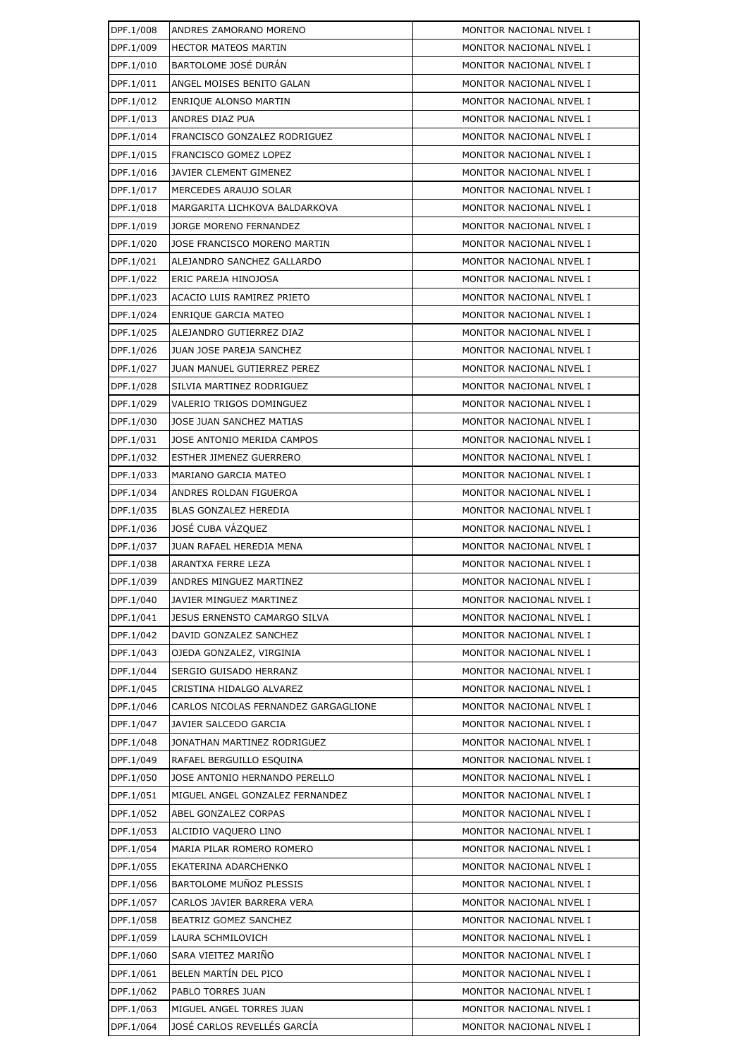| DPF.1/008 | ANDRES ZAMORANO MORENO | MONITOR NACIONAL NIVEL I |
|---|---|---|
| DPF.1/009 | HECTOR MATEOS MARTIN | MONITOR NACIONAL NIVEL I |
| DPF.1/010 | BARTOLOME JOSÉ DURÁN | MONITOR NACIONAL NIVEL I |
| DPF.1/011 | ANGEL MOISES BENITO GALAN | MONITOR NACIONAL NIVEL I |
| DPF.1/012 | ENRIQUE ALONSO MARTIN | MONITOR NACIONAL NIVEL I |
| DPF.1/013 | ANDRES DIAZ PUA | MONITOR NACIONAL NIVEL I |
| DPF.1/014 | FRANCISCO GONZALEZ RODRIGUEZ | MONITOR NACIONAL NIVEL I |
| DPF.1/015 | FRANCISCO GOMEZ LOPEZ | MONITOR NACIONAL NIVEL I |
| DPF.1/016 | JAVIER CLEMENT GIMENEZ | MONITOR NACIONAL NIVEL I |
| DPF.1/017 | MERCEDES ARAUJO SOLAR | MONITOR NACIONAL NIVEL I |
| DPF.1/018 | MARGARITA LICHKOVA BALDARKOVA | MONITOR NACIONAL NIVEL I |
| DPF.1/019 | JORGE MORENO FERNANDEZ | MONITOR NACIONAL NIVEL I |
| DPF.1/020 | JOSE FRANCISCO MORENO MARTIN | MONITOR NACIONAL NIVEL I |
| DPF.1/021 | ALEJANDRO SANCHEZ GALLARDO | MONITOR NACIONAL NIVEL I |
| DPF.1/022 | ERIC PAREJA HINOJOSA | MONITOR NACIONAL NIVEL I |
| DPF.1/023 | ACACIO LUIS RAMIREZ PRIETO | MONITOR NACIONAL NIVEL I |
| DPF.1/024 | ENRIQUE GARCIA MATEO | MONITOR NACIONAL NIVEL I |
| DPF.1/025 | ALEJANDRO GUTIERREZ DIAZ | MONITOR NACIONAL NIVEL I |
| DPF.1/026 | JUAN JOSE PAREJA SANCHEZ | MONITOR NACIONAL NIVEL I |
| DPF.1/027 | JUAN MANUEL GUTIERREZ PEREZ | MONITOR NACIONAL NIVEL I |
| DPF.1/028 | SILVIA MARTINEZ RODRIGUEZ | MONITOR NACIONAL NIVEL I |
| DPF.1/029 | VALERIO TRIGOS DOMINGUEZ | MONITOR NACIONAL NIVEL I |
| DPF.1/030 | JOSE JUAN SANCHEZ MATIAS | MONITOR NACIONAL NIVEL I |
| DPF.1/031 | JOSE ANTONIO MERIDA CAMPOS | MONITOR NACIONAL NIVEL I |
| DPF.1/032 | ESTHER JIMENEZ GUERRERO | MONITOR NACIONAL NIVEL I |
| DPF.1/033 | MARIANO GARCIA MATEO | MONITOR NACIONAL NIVEL I |
| DPF.1/034 | ANDRES ROLDAN FIGUEROA | MONITOR NACIONAL NIVEL I |
| DPF.1/035 | BLAS GONZALEZ HEREDIA | MONITOR NACIONAL NIVEL I |
| DPF.1/036 | JOSÉ CUBA VÁZQUEZ | MONITOR NACIONAL NIVEL I |
| DPF.1/037 | JUAN RAFAEL HEREDIA MENA | MONITOR NACIONAL NIVEL I |
| DPF.1/038 | ARANTXA FERRE LEZA | MONITOR NACIONAL NIVEL I |
| DPF.1/039 | ANDRES MINGUEZ MARTINEZ | MONITOR NACIONAL NIVEL I |
| DPF.1/040 | JAVIER MINGUEZ MARTINEZ | MONITOR NACIONAL NIVEL I |
| DPF.1/041 | JESUS ERNENSTO CAMARGO SILVA | MONITOR NACIONAL NIVEL I |
| DPF.1/042 | DAVID GONZALEZ SANCHEZ | MONITOR NACIONAL NIVEL I |
| DPF.1/043 | OJEDA GONZALEZ, VIRGINIA | MONITOR NACIONAL NIVEL I |
| DPF.1/044 | SERGIO GUISADO HERRANZ | MONITOR NACIONAL NIVEL I |
| DPF.1/045 | CRISTINA HIDALGO ALVAREZ | MONITOR NACIONAL NIVEL I |
| DPF.1/046 | CARLOS NICOLAS FERNANDEZ GARGAGLIONE | MONITOR NACIONAL NIVEL I |
| DPF.1/047 | JAVIER SALCEDO GARCIA | MONITOR NACIONAL NIVEL I |
| DPF.1/048 | JONATHAN MARTINEZ RODRIGUEZ | MONITOR NACIONAL NIVEL I |
| DPF.1/049 | RAFAEL BERGUILLO ESQUINA | MONITOR NACIONAL NIVEL I |
| DPF.1/050 | JOSE ANTONIO HERNANDO PERELLO | MONITOR NACIONAL NIVEL I |
| DPF.1/051 | MIGUEL ANGEL GONZALEZ FERNANDEZ | MONITOR NACIONAL NIVEL I |
| DPF.1/052 | ABEL GONZALEZ CORPAS | MONITOR NACIONAL NIVEL I |
| DPF.1/053 | ALCIDIO VAQUERO LINO | MONITOR NACIONAL NIVEL I |
| DPF.1/054 | MARIA PILAR ROMERO ROMERO | MONITOR NACIONAL NIVEL I |
| DPF.1/055 | EKATERINA ADARCHENKO | MONITOR NACIONAL NIVEL I |
| DPF.1/056 | BARTOLOME MUÑOZ PLESSIS | MONITOR NACIONAL NIVEL I |
| DPF.1/057 | CARLOS JAVIER BARRERA VERA | MONITOR NACIONAL NIVEL I |
| DPF.1/058 | BEATRIZ GOMEZ SANCHEZ | MONITOR NACIONAL NIVEL I |
| DPF.1/059 | LAURA SCHMILOVICH | MONITOR NACIONAL NIVEL I |
| DPF.1/060 | SARA VIEITEZ MARIÑO | MONITOR NACIONAL NIVEL I |
| DPF.1/061 | BELEN MARTÍN DEL PICO | MONITOR NACIONAL NIVEL I |
| DPF.1/062 | PABLO TORRES JUAN | MONITOR NACIONAL NIVEL I |
| DPF.1/063 | MIGUEL ANGEL TORRES JUAN | MONITOR NACIONAL NIVEL I |
| DPF.1/064 | JOSÉ CARLOS REVELLÉS GARCÍA | MONITOR NACIONAL NIVEL I |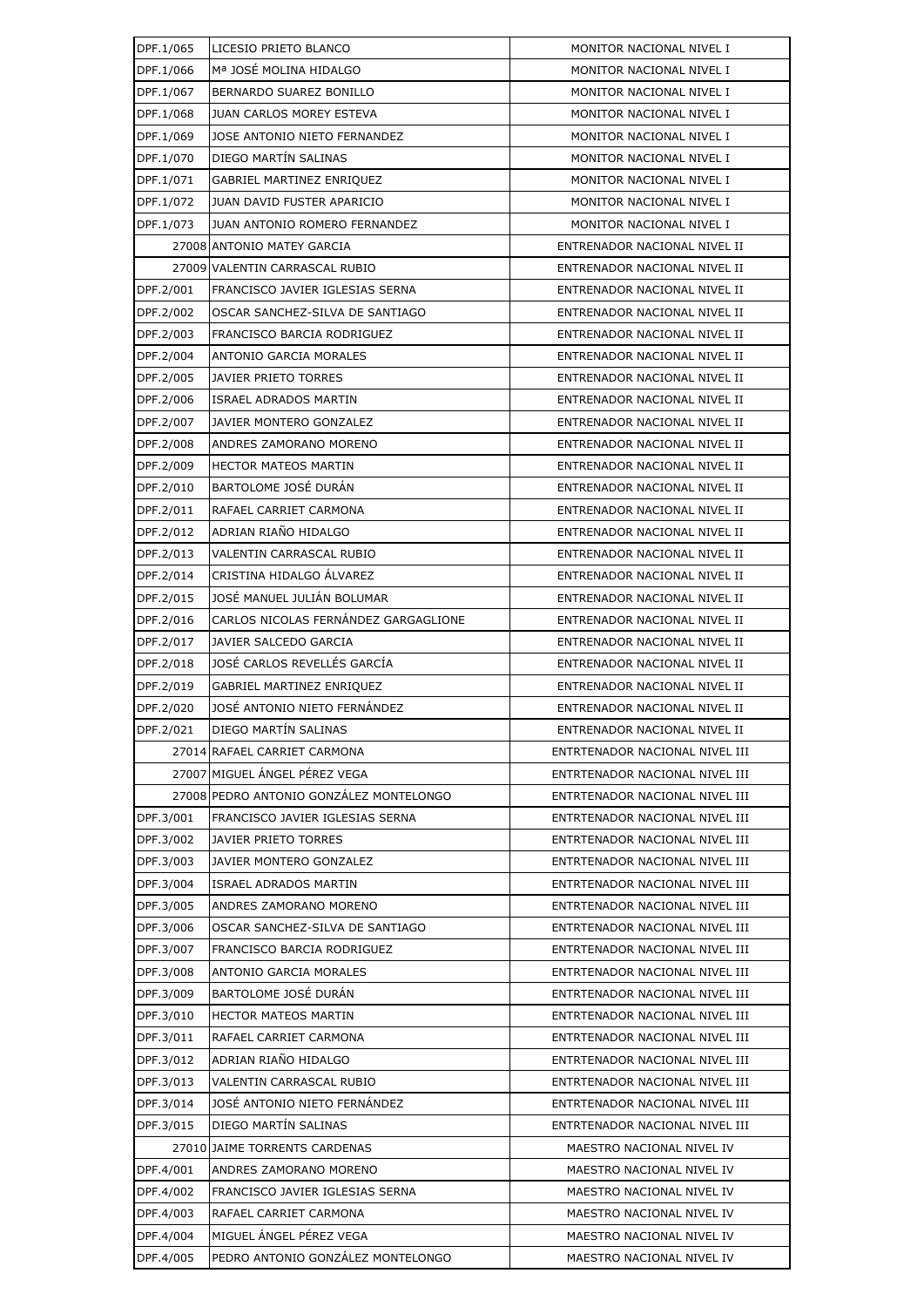| | | |
|---|---|---|
| DPF.1/065 | LICESIO PRIETO BLANCO | MONITOR NACIONAL NIVEL I |
| DPF.1/066 | Mª JOSÉ MOLINA HIDALGO | MONITOR NACIONAL NIVEL I |
| DPF.1/067 | BERNARDO SUAREZ BONILLO | MONITOR NACIONAL NIVEL I |
| DPF.1/068 | JUAN CARLOS MOREY ESTEVA | MONITOR NACIONAL NIVEL I |
| DPF.1/069 | JOSE ANTONIO NIETO FERNANDEZ | MONITOR NACIONAL NIVEL I |
| DPF.1/070 | DIEGO MARTÍN SALINAS | MONITOR NACIONAL NIVEL I |
| DPF.1/071 | GABRIEL MARTINEZ ENRIQUEZ | MONITOR NACIONAL NIVEL I |
| DPF.1/072 | JUAN DAVID FUSTER APARICIO | MONITOR NACIONAL NIVEL I |
| DPF.1/073 | JUAN ANTONIO ROMERO FERNANDEZ | MONITOR NACIONAL NIVEL I |
| 27008 | ANTONIO MATEY GARCIA | ENTRENADOR NACIONAL NIVEL II |
| 27009 | VALENTIN CARRASCAL RUBIO | ENTRENADOR NACIONAL NIVEL II |
| DPF.2/001 | FRANCISCO JAVIER IGLESIAS SERNA | ENTRENADOR NACIONAL NIVEL II |
| DPF.2/002 | OSCAR SANCHEZ-SILVA DE SANTIAGO | ENTRENADOR NACIONAL NIVEL II |
| DPF.2/003 | FRANCISCO BARCIA RODRIGUEZ | ENTRENADOR NACIONAL NIVEL II |
| DPF.2/004 | ANTONIO GARCIA MORALES | ENTRENADOR NACIONAL NIVEL II |
| DPF.2/005 | JAVIER PRIETO TORRES | ENTRENADOR NACIONAL NIVEL II |
| DPF.2/006 | ISRAEL ADRADOS MARTIN | ENTRENADOR NACIONAL NIVEL II |
| DPF.2/007 | JAVIER MONTERO GONZALEZ | ENTRENADOR NACIONAL NIVEL II |
| DPF.2/008 | ANDRES ZAMORANO MORENO | ENTRENADOR NACIONAL NIVEL II |
| DPF.2/009 | HECTOR MATEOS MARTIN | ENTRENADOR NACIONAL NIVEL II |
| DPF.2/010 | BARTOLOME JOSÉ DURÁN | ENTRENADOR NACIONAL NIVEL II |
| DPF.2/011 | RAFAEL CARRIET CARMONA | ENTRENADOR NACIONAL NIVEL II |
| DPF.2/012 | ADRIAN RIAÑO HIDALGO | ENTRENADOR NACIONAL NIVEL II |
| DPF.2/013 | VALENTIN CARRASCAL RUBIO | ENTRENADOR NACIONAL NIVEL II |
| DPF.2/014 | CRISTINA HIDALGO ÁLVAREZ | ENTRENADOR NACIONAL NIVEL II |
| DPF.2/015 | JOSÉ MANUEL JULIÁN BOLUMAR | ENTRENADOR NACIONAL NIVEL II |
| DPF.2/016 | CARLOS NICOLAS FERNÁNDEZ GARGAGLIONE | ENTRENADOR NACIONAL NIVEL II |
| DPF.2/017 | JAVIER SALCEDO GARCIA | ENTRENADOR NACIONAL NIVEL II |
| DPF.2/018 | JOSÉ CARLOS REVELLÉS GARCÍA | ENTRENADOR NACIONAL NIVEL II |
| DPF.2/019 | GABRIEL MARTINEZ ENRIQUEZ | ENTRENADOR NACIONAL NIVEL II |
| DPF.2/020 | JOSÉ ANTONIO NIETO FERNÁNDEZ | ENTRENADOR NACIONAL NIVEL II |
| DPF.2/021 | DIEGO MARTÍN SALINAS | ENTRENADOR NACIONAL NIVEL II |
| 27014 | RAFAEL CARRIET CARMONA | ENTRTENADOR NACIONAL NIVEL III |
| 27007 | MIGUEL ÁNGEL PÉREZ VEGA | ENTRTENADOR NACIONAL NIVEL III |
| 27008 | PEDRO ANTONIO GONZÁLEZ MONTELONGO | ENTRTENADOR NACIONAL NIVEL III |
| DPF.3/001 | FRANCISCO JAVIER IGLESIAS SERNA | ENTRTENADOR NACIONAL NIVEL III |
| DPF.3/002 | JAVIER PRIETO TORRES | ENTRTENADOR NACIONAL NIVEL III |
| DPF.3/003 | JAVIER MONTERO GONZALEZ | ENTRTENADOR NACIONAL NIVEL III |
| DPF.3/004 | ISRAEL ADRADOS MARTIN | ENTRTENADOR NACIONAL NIVEL III |
| DPF.3/005 | ANDRES ZAMORANO MORENO | ENTRTENADOR NACIONAL NIVEL III |
| DPF.3/006 | OSCAR SANCHEZ-SILVA DE SANTIAGO | ENTRTENADOR NACIONAL NIVEL III |
| DPF.3/007 | FRANCISCO BARCIA RODRIGUEZ | ENTRTENADOR NACIONAL NIVEL III |
| DPF.3/008 | ANTONIO GARCIA MORALES | ENTRTENADOR NACIONAL NIVEL III |
| DPF.3/009 | BARTOLOME JOSÉ DURÁN | ENTRTENADOR NACIONAL NIVEL III |
| DPF.3/010 | HECTOR MATEOS MARTIN | ENTRTENADOR NACIONAL NIVEL III |
| DPF.3/011 | RAFAEL CARRIET CARMONA | ENTRTENADOR NACIONAL NIVEL III |
| DPF.3/012 | ADRIAN RIAÑO HIDALGO | ENTRTENADOR NACIONAL NIVEL III |
| DPF.3/013 | VALENTIN CARRASCAL RUBIO | ENTRTENADOR NACIONAL NIVEL III |
| DPF.3/014 | JOSÉ ANTONIO NIETO FERNÁNDEZ | ENTRTENADOR NACIONAL NIVEL III |
| DPF.3/015 | DIEGO MARTÍN SALINAS | ENTRTENADOR NACIONAL NIVEL III |
| 27010 | JAIME TORRENTS CARDENAS | MAESTRO NACIONAL NIVEL IV |
| DPF.4/001 | ANDRES ZAMORANO MORENO | MAESTRO NACIONAL NIVEL IV |
| DPF.4/002 | FRANCISCO JAVIER IGLESIAS SERNA | MAESTRO NACIONAL NIVEL IV |
| DPF.4/003 | RAFAEL CARRIET CARMONA | MAESTRO NACIONAL NIVEL IV |
| DPF.4/004 | MIGUEL ÁNGEL PÉREZ VEGA | MAESTRO NACIONAL NIVEL IV |
| DPF.4/005 | PEDRO ANTONIO GONZÁLEZ MONTELONGO | MAESTRO NACIONAL NIVEL IV |